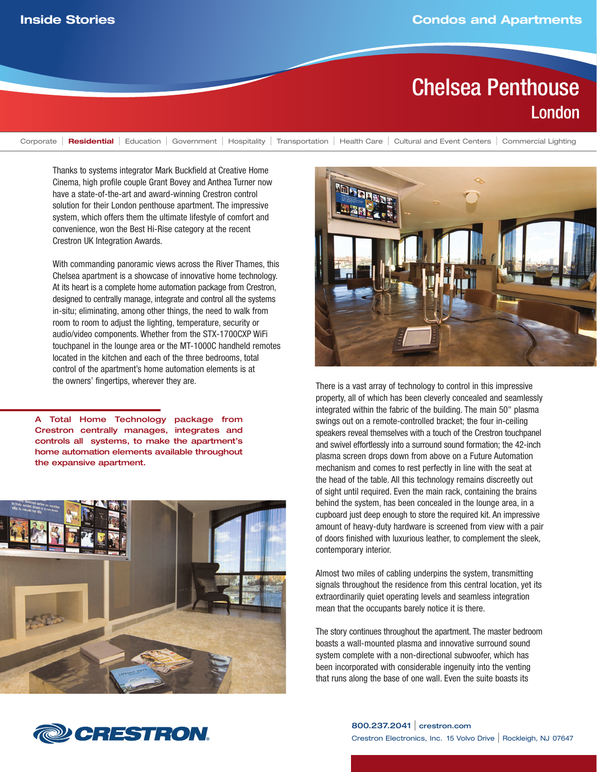Inside Stories

Condos and Apartments

# Chelsea Penthouse
## London

Corporate | **Residential** | Education | Government | Hospitality | Transportation | Health Care | Cultural and Event Centers | Commercial Lighting

Thanks to systems integrator Mark Buckfield at Creative Home Cinema, high profile couple Grant Bovey and Anthea Turner now have a state-of-the-art and award-winning Crestron control solution for their London penthouse apartment. The impressive system, which offers them the ultimate lifestyle of comfort and convenience, won the Best Hi-Rise category at the recent Crestron UK Integration Awards.

With commanding panoramic views across the River Thames, this Chelsea apartment is a showcase of innovative home technology. At its heart is a complete home automation package from Crestron, designed to centrally manage, integrate and control all the systems in-situ; eliminating, among other things, the need to walk from room to room to adjust the lighting, temperature, security or audio/video components. Whether from the STX-1700CXP WiFi touchpanel in the lounge area or the MT-1000C handheld remotes located in the kitchen and each of the three bedrooms, total control of the apartment's home automation elements is at the owners' fingertips, wherever they are.

**A Total Home Technology package from Crestron centrally manages, integrates and controls all systems, to make the apartment's home automation elements available throughout the expansive apartment.**

There is a vast array of technology to control in this impressive property, all of which has been cleverly concealed and seamlessly integrated within the fabric of the building. The main 50" plasma swings out on a remote-controlled bracket; the four in-ceiling speakers reveal themselves with a touch of the Crestron touchpanel and swivel effortlessly into a surround sound formation; the 42-inch plasma screen drops down from above on a Future Automation mechanism and comes to rest perfectly in line with the seat at the head of the table. All this technology remains discreetly out of sight until required. Even the main rack, containing the brains behind the system, has been concealed in the lounge area, in a cupboard just deep enough to store the required kit. An impressive amount of heavy-duty hardware is screened from view with a pair of doors finished with luxurious leather, to complement the sleek, contemporary interior.

Almost two miles of cabling underpins the system, transmitting signals throughout the residence from this central location, yet its extraordinarily quiet operating levels and seamless integration mean that the occupants barely notice it is there.

The story continues throughout the apartment. The master bedroom boasts a wall-mounted plasma and innovative surround sound system complete with a non-directional subwoofer, which has been incorporated with considerable ingenuity into the venting that runs along the base of one wall. Even the suite boasts its

CRESTRON

800.237.2041 | crestron.com

Crestron Electronics, Inc. 15 Volvo Drive | Rockleigh, NJ 07647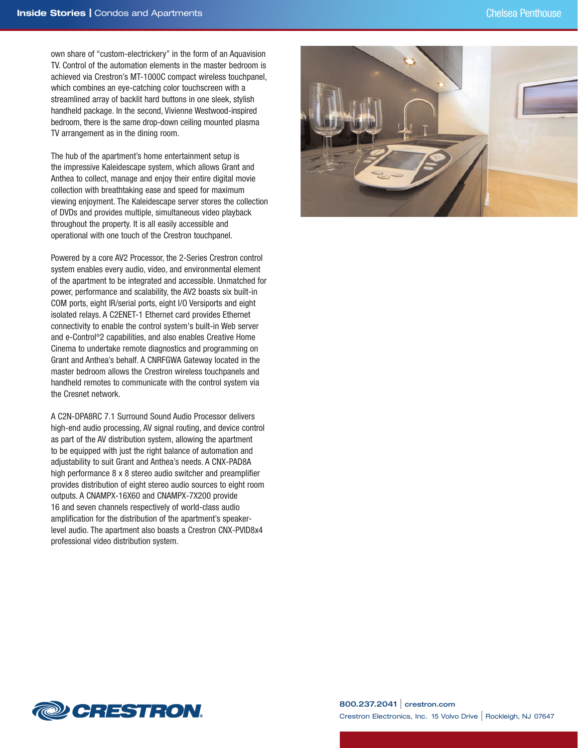own share of "custom-electrickery" in the form of an Aquavision TV. Control of the automation elements in the master bedroom is achieved via Crestron's MT-1000C compact wireless touchpanel, which combines an eye-catching color touchscreen with a streamlined array of backlit hard buttons in one sleek, stylish handheld package. In the second, Vivienne Westwood-inspired bedroom, there is the same drop-down ceiling mounted plasma TV arrangement as in the dining room.

The hub of the apartment's home entertainment setup is the impressive Kaleidescape system, which allows Grant and Anthea to collect, manage and enjoy their entire digital movie collection with breathtaking ease and speed for maximum viewing enjoyment. The Kaleidescape server stores the collection of DVDs and provides multiple, simultaneous video playback throughout the property. It is all easily accessible and operational with one touch of the Crestron touchpanel.

Powered by a core AV2 Processor, the 2-Series Crestron control system enables every audio, video, and environmental element of the apartment to be integrated and accessible. Unmatched for power, performance and scalability, the AV2 boasts six built-in COM ports, eight IR/serial ports, eight I/O Versiports and eight isolated relays. A C2ENET-1 Ethernet card provides Ethernet connectivity to enable the control system's built-in Web server and e-Control®2 capabilities, and also enables Creative Home Cinema to undertake remote diagnostics and programming on Grant and Anthea's behalf. A CNRFGWA Gateway located in the master bedroom allows the Crestron wireless touchpanels and handheld remotes to communicate with the control system via the Cresnet network.

A C2N-DPA8RC 7.1 Surround Sound Audio Processor delivers high-end audio processing, AV signal routing, and device control as part of the AV distribution system, allowing the apartment to be equipped with just the right balance of automation and adjustability to suit Grant and Anthea's needs. A CNX-PAD8A high performance 8 x 8 stereo audio switcher and preamplifier provides distribution of eight stereo audio sources to eight room outputs. A CNAMPX-16X60 and CNAMPX-7X200 provide 16 and seven channels respectively of world-class audio amplification for the distribution of the apartment's speaker-level audio. The apartment also boasts a Crestron CNX-PVID8x4 professional video distribution system.

CRESTRON

800.237.2041 | crestron.com

Crestron Electronics, Inc. 15 Volvo Drive | Rockleigh, NJ 07647